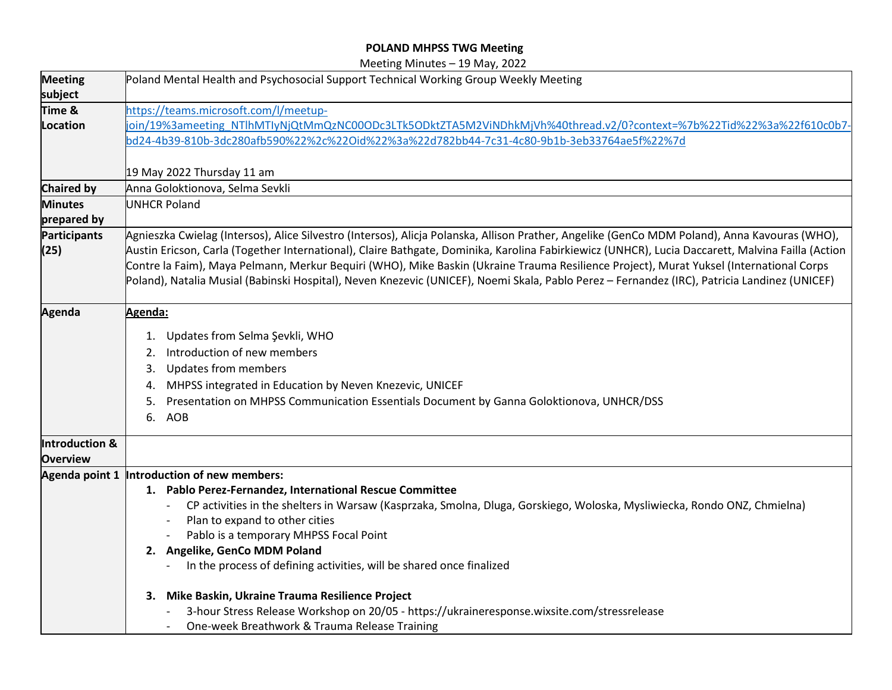**POLAND MHPSS TWG Meeting**

Meeting Minutes – 19 May, 2022

| | |
|---|---|
| **Meeting subject** | Poland Mental Health and Psychosocial Support Technical Working Group Weekly Meeting |
| **Time & Location** | https://teams.microsoft.com/l/meetup-join/19%3ameeting_NTlhMTIyNjQtMmQzNC00ODc3LTk5ODktZTA5M2ViNDhkMjVh%40thread.v2/0?context=%7b%22Tid%22%3a%22f610c0b7-bd24-4b39-810b-3dc280afb590%22%2c%22Oid%22%3a%22d782bb44-7c31-4c80-9b1b-3eb33764ae5f%22%7d <br><br> 19 May 2022 Thursday 11 am |
| **Chaired by** | Anna Goloktionova, Selma Sevkli |
| **Minutes prepared by** | UNHCR Poland |
| **Participants (25)** | Agnieszka Cwielag (Intersos), Alice Silvestro (Intersos), Alicja Polanska, Allison Prather, Angelike (GenCo MDM Poland), Anna Kavouras (WHO), Austin Ericson, Carla (Together International), Claire Bathgate, Dominika, Karolina Fabirkiewicz (UNHCR), Lucia Daccarett, Malvina Failla (Action Contre la Faim), Maya Pelmann, Merkur Bequiri (WHO), Mike Baskin (Ukraine Trauma Resilience Project), Murat Yuksel (International Corps Poland), Natalia Musial (Babinski Hospital), Neven Knezevic (UNICEF), Noemi Skala, Pablo Perez – Fernandez (IRC), Patricia Landinez (UNICEF) |
| **Agenda** | **Agenda:** <br> 1. Updates from Selma Şevkli, WHO <br> 2. Introduction of new members <br> 3. Updates from members <br> 4. MHPSS integrated in Education by Neven Knezevic, UNICEF <br> 5. Presentation on MHPSS Communication Essentials Document by Ganna Goloktionova, UNHCR/DSS <br> 6. AOB |
| **Introduction & Overview** | |
| **Agenda point 1** | **Introduction of new members:** <br> **1. Pablo Perez-Fernandez, International Rescue Committee** <br> - CP activities in the shelters in Warsaw (Kasprzaka, Smolna, Dluga, Gorskiego, Woloska, Mysliwiecka, Rondo ONZ, Chmielna) <br> - Plan to expand to other cities <br> - Pablo is a temporary MHPSS Focal Point <br> **2. Angelike, GenCo MDM Poland** <br> - In the process of defining activities, will be shared once finalized <br><br> **3. Mike Baskin, Ukraine Trauma Resilience Project** <br> - 3-hour Stress Release Workshop on 20/05 - https://ukraineresponse.wixsite.com/stressrelease <br> - One-week Breathwork & Trauma Release Training |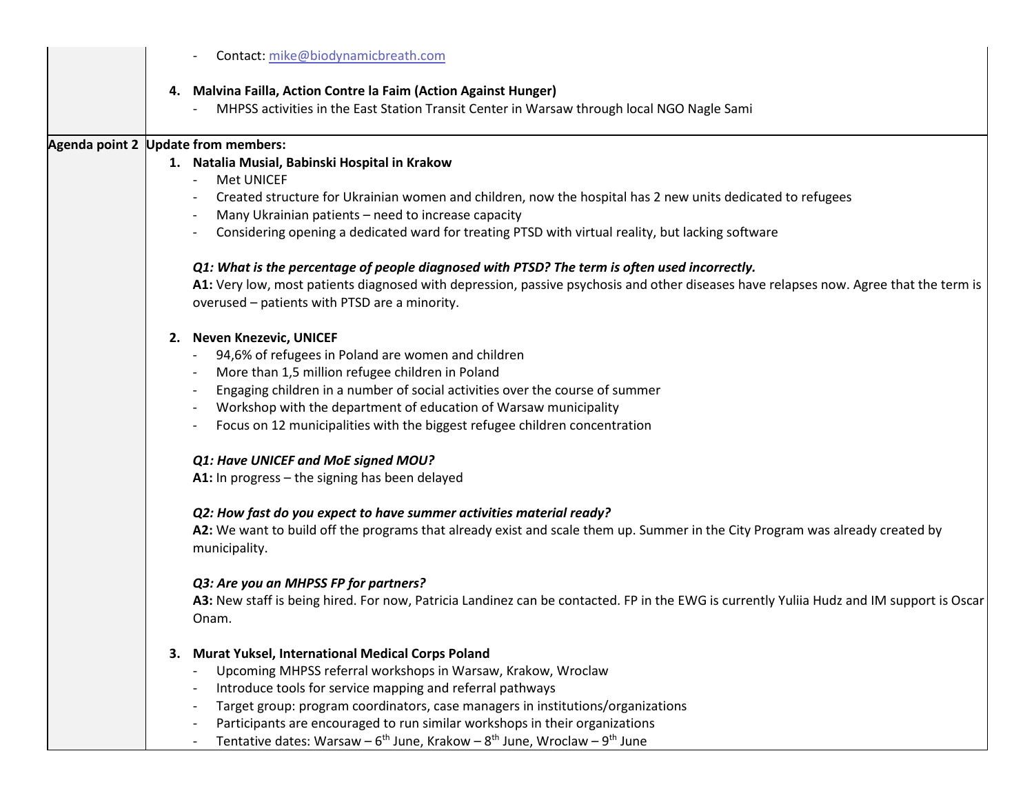| | |
|---|---|
| | - Contact: mike@biodynamicbreath.com<br><br>4. **Malvina Failla, Action Contre la Faim (Action Against Hunger)**<br>- MHPSS activities in the East Station Transit Center in Warsaw through local NGO Nagle Sami |
| **Agenda point 2** | **Update from members:**<br>1. **Natalia Musial, Babinski Hospital in Krakow**<br>- Met UNICEF<br>- Created structure for Ukrainian women and children, now the hospital has 2 new units dedicated to refugees<br>- Many Ukrainian patients – need to increase capacity<br>- Considering opening a dedicated ward for treating PTSD with virtual reality, but lacking software<br><br>***Q1: What is the percentage of people diagnosed with PTSD? The term is often used incorrectly.***<br>**A1:** Very low, most patients diagnosed with depression, passive psychosis and other diseases have relapses now. Agree that the term is overused – patients with PTSD are a minority.<br><br>2. **Neven Knezevic, UNICEF**<br>- 94,6% of refugees in Poland are women and children<br>- More than 1,5 million refugee children in Poland<br>- Engaging children in a number of social activities over the course of summer<br>- Workshop with the department of education of Warsaw municipality<br>- Focus on 12 municipalities with the biggest refugee children concentration<br><br>***Q1: Have UNICEF and MoE signed MOU?***<br>**A1:** In progress – the signing has been delayed<br><br>***Q2: How fast do you expect to have summer activities material ready?***<br>**A2:** We want to build off the programs that already exist and scale them up. Summer in the City Program was already created by municipality.<br><br>***Q3: Are you an MHPSS FP for partners?***<br>**A3:** New staff is being hired. For now, Patricia Landinez can be contacted. FP in the EWG is currently Yuliia Hudz and IM support is Oscar Onam.<br><br>3. **Murat Yuksel, International Medical Corps Poland**<br>- Upcoming MHPSS referral workshops in Warsaw, Krakow, Wroclaw<br>- Introduce tools for service mapping and referral pathways<br>- Target group: program coordinators, case managers in institutions/organizations<br>- Participants are encouraged to run similar workshops in their organizations<br>- Tentative dates: Warsaw – 6th June, Krakow – 8th June, Wroclaw – 9th June |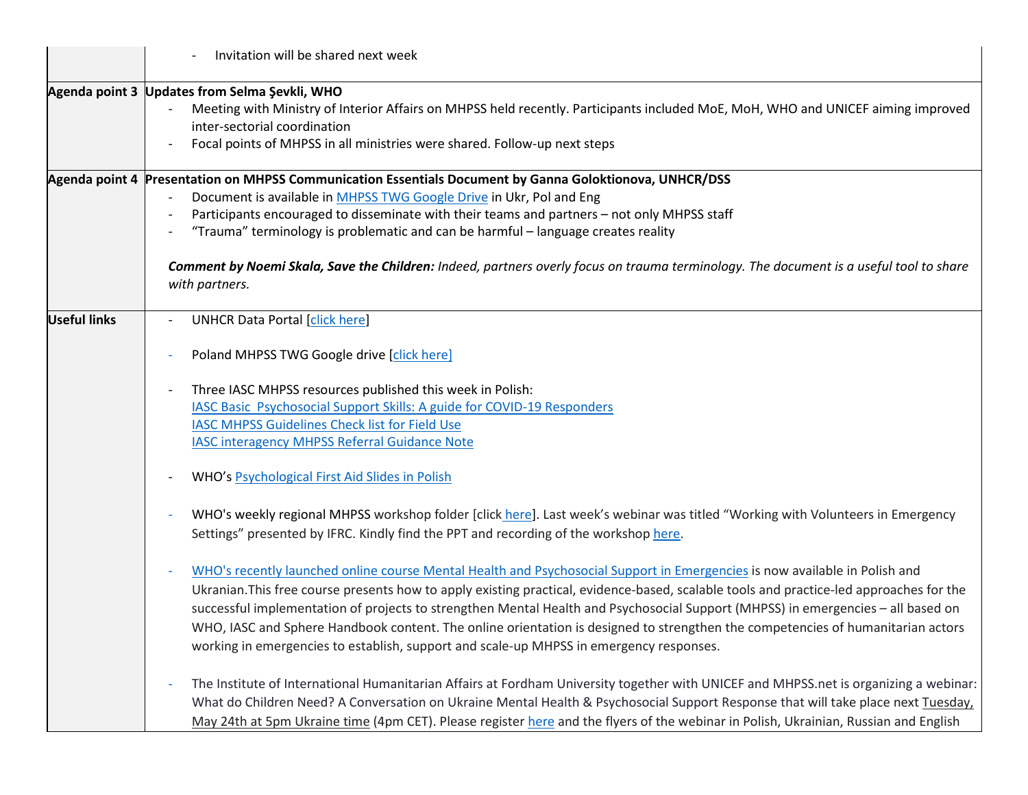| | |
|---|---|
| | - Invitation will be shared next week |
| **Agenda point 3** | **Updates from Selma Şevkli, WHO**<br>- Meeting with Ministry of Interior Affairs on MHPSS held recently. Participants included MoE, MoH, WHO and UNICEF aiming improved inter-sectorial coordination<br>- Focal points of MHPSS in all ministries were shared. Follow-up next steps |
| **Agenda point 4** | **Presentation on MHPSS Communication Essentials Document by Ganna Goloktionova, UNHCR/DSS**<br>- Document is available in MHPSS TWG Google Drive in Ukr, Pol and Eng<br>- Participants encouraged to disseminate with their teams and partners – not only MHPSS staff<br>- "Trauma" terminology is problematic and can be harmful – language creates reality<br><br>***Comment by Noemi Skala, Save the Children:*** *Indeed, partners overly focus on trauma terminology. The document is a useful tool to share with partners.* |
| **Useful links** | - UNHCR Data Portal [click here]<br><br>- Poland MHPSS TWG Google drive [click here]<br><br>- Three IASC MHPSS resources published this week in Polish:<br>IASC Basic Psychosocial Support Skills: A guide for COVID-19 Responders<br>IASC MHPSS Guidelines Check list for Field Use<br>IASC interagency MHPSS Referral Guidance Note<br><br>- WHO's Psychological First Aid Slides in Polish<br><br>- WHO's weekly regional MHPSS workshop folder [click here]. Last week's webinar was titled "Working with Volunteers in Emergency Settings" presented by IFRC. Kindly find the PPT and recording of the workshop here.<br><br>- WHO's recently launched online course Mental Health and Psychosocial Support in Emergencies is now available in Polish and Ukranian.This free course presents how to apply existing practical, evidence-based, scalable tools and practice-led approaches for the successful implementation of projects to strengthen Mental Health and Psychosocial Support (MHPSS) in emergencies – all based on WHO, IASC and Sphere Handbook content. The online orientation is designed to strengthen the competencies of humanitarian actors working in emergencies to establish, support and scale-up MHPSS in emergency responses.<br><br>- The Institute of International Humanitarian Affairs at Fordham University together with UNICEF and MHPSS.net is organizing a webinar: What do Children Need? A Conversation on Ukraine Mental Health & Psychosocial Support Response that will take place next Tuesday, May 24th at 5pm Ukraine time (4pm CET). Please register here and the flyers of the webinar in Polish, Ukrainian, Russian and English |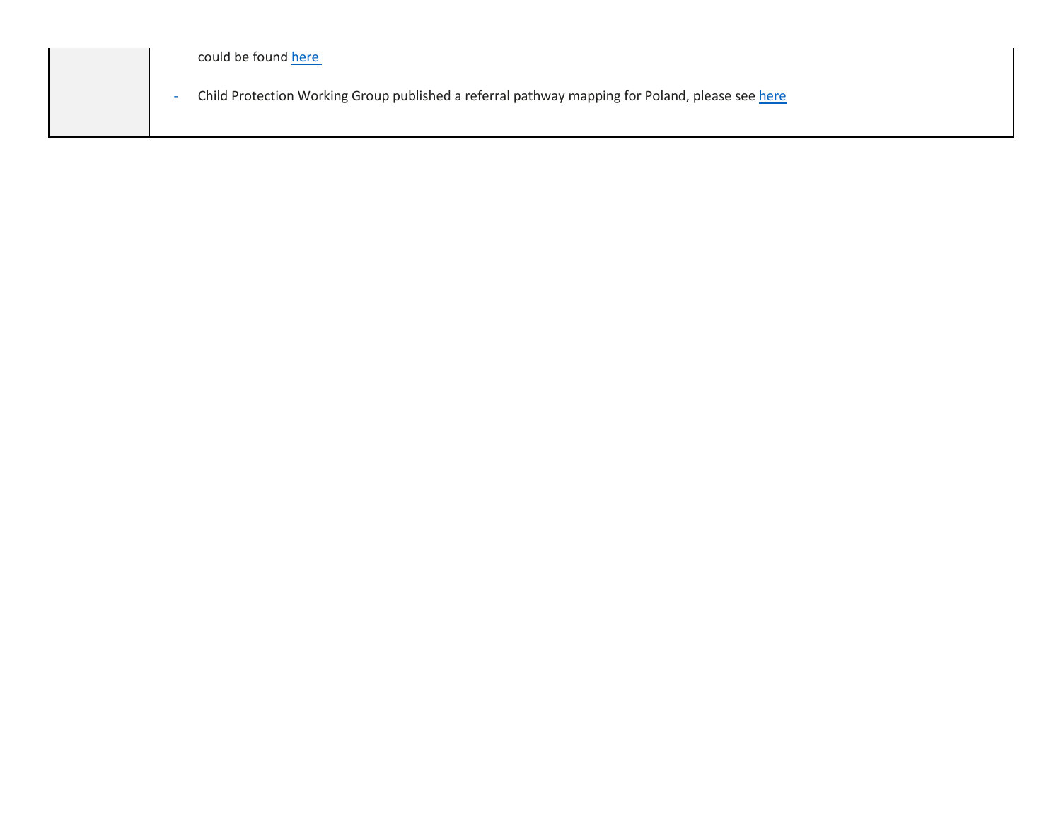| | |
|---|---|
| | could be found here<br><br>- Child Protection Working Group published a referral pathway mapping for Poland, please see here |